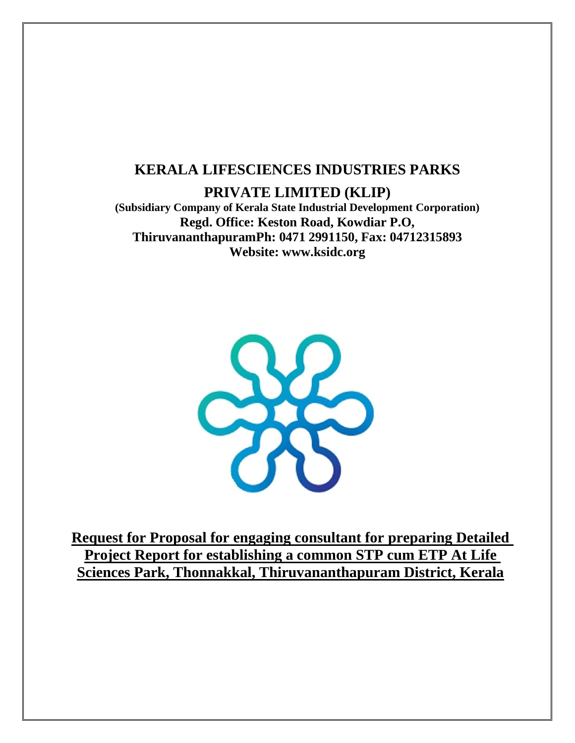# KERALA LIFESCIENCES INDUSTRIES PARKS PRIVATE LIMITED (KLIP)

**(Subsidiary Company of Kerala State Industrial Development Corporation)**

**Regd. Office: Keston Road, Kowdiar P.O,**

**ThiruvananthapuramPh: 0471 2991150, Fax: 04712315893**

**Website: www.ksidc.org**

## Request for Proposal for engaging consultant for preparing Detailed Project Report for establishing a common STP cum ETP At Life Sciences Park, Thonnakkal, Thiruvananthapuram District, Kerala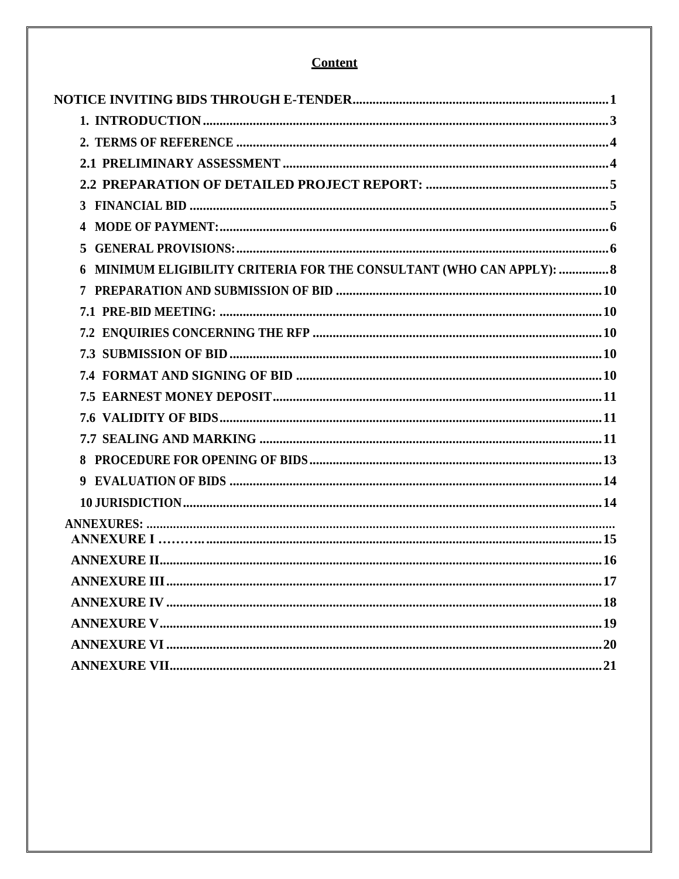## Content

| | |
|---|---|
| **NOTICE INVITING BIDS THROUGH E-TENDER** | **1** |
| **1. INTRODUCTION** | **3** |
| **2. TERMS OF REFERENCE** | **4** |
| **2.1 PRELIMINARY ASSESSMENT** | **4** |
| **2.2 PREPARATION OF DETAILED PROJECT REPORT:** | **5** |
| **3 FINANCIAL BID** | **5** |
| **4 MODE OF PAYMENT:** | **6** |
| **5 GENERAL PROVISIONS:** | **6** |
| **6 MINIMUM ELIGIBILITY CRITERIA FOR THE CONSULTANT (WHO CAN APPLY):** | **8** |
| **7 PREPARATION AND SUBMISSION OF BID** | **10** |
| **7.1 PRE-BID MEETING:** | **10** |
| **7.2 ENQUIRIES CONCERNING THE RFP** | **10** |
| **7.3 SUBMISSION OF BID** | **10** |
| **7.4 FORMAT AND SIGNING OF BID** | **10** |
| **7.5 EARNEST MONEY DEPOSIT** | **11** |
| **7.6 VALIDITY OF BIDS** | **11** |
| **7.7 SEALING AND MARKING** | **11** |
| **8 PROCEDURE FOR OPENING OF BIDS** | **13** |
| **9 EVALUATION OF BIDS** | **14** |
| **10 JURISDICTION** | **14** |
| **ANNEXURES:** | |
| **ANNEXURE I ………** | **15** |
| **ANNEXURE II** | **16** |
| **ANNEXURE III** | **17** |
| **ANNEXURE IV** | **18** |
| **ANNEXURE V** | **19** |
| **ANNEXURE VI** | **20** |
| **ANNEXURE VII** | **21** |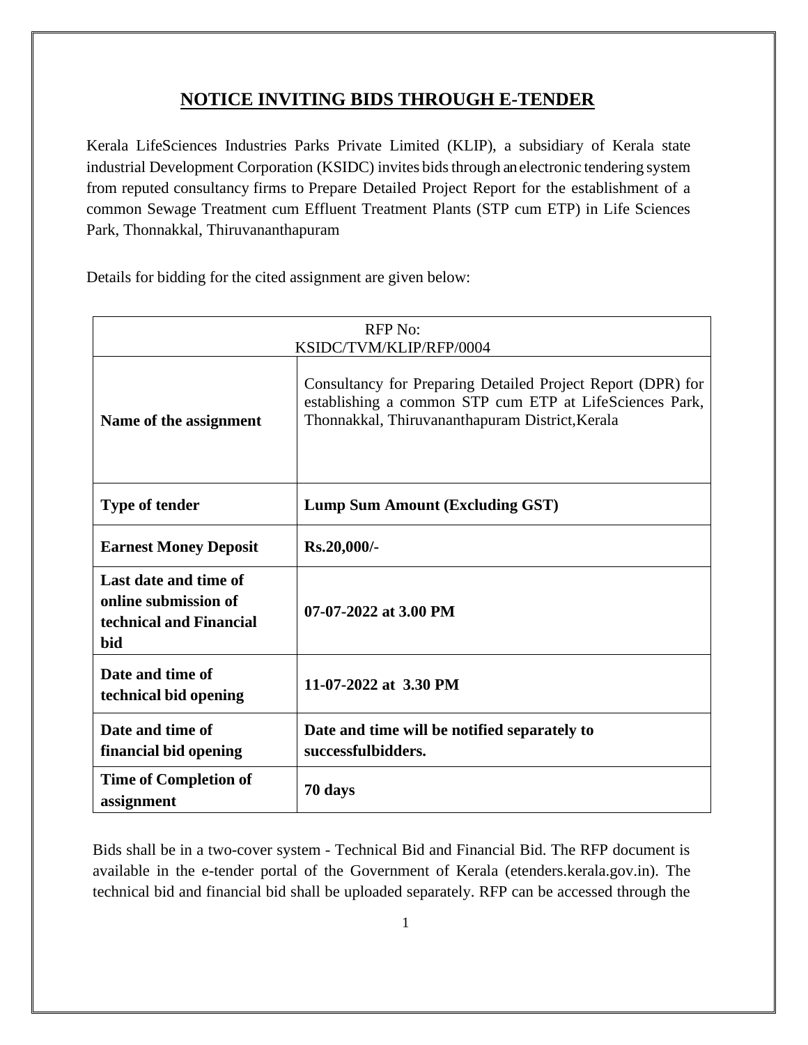## NOTICE INVITING BIDS THROUGH E-TENDER

Kerala LifeSciences Industries Parks Private Limited (KLIP), a subsidiary of Kerala state industrial Development Corporation (KSIDC) invites bids through an electronic tendering system from reputed consultancy firms to Prepare Detailed Project Report for the establishment of a common Sewage Treatment cum Effluent Treatment Plants (STP cum ETP) in Life Sciences Park, Thonnakkal, Thiruvananthapuram

Details for bidding for the cited assignment are given below:

| RFP No: KSIDC/TVM/KLIP/RFP/0004 | |
|---|---|
| **Name of the assignment** | Consultancy for Preparing Detailed Project Report (DPR) for establishing a common STP cum ETP at LifeSciences Park, Thonnakkal, Thiruvananthapuram District,Kerala |
| **Type of tender** | **Lump Sum Amount (Excluding GST)** |
| **Earnest Money Deposit** | **Rs.20,000/-** |
| **Last date and time of online submission of technical and Financial bid** | **07-07-2022 at 3.00 PM** |
| **Date and time of technical bid opening** | **11-07-2022 at 3.30 PM** |
| **Date and time of financial bid opening** | **Date and time will be notified separately to successfulbidders.** |
| **Time of Completion of assignment** | **70 days** |

Bids shall be in a two-cover system - Technical Bid and Financial Bid. The RFP document is available in the e-tender portal of the Government of Kerala (etenders.kerala.gov.in). The technical bid and financial bid shall be uploaded separately. RFP can be accessed through the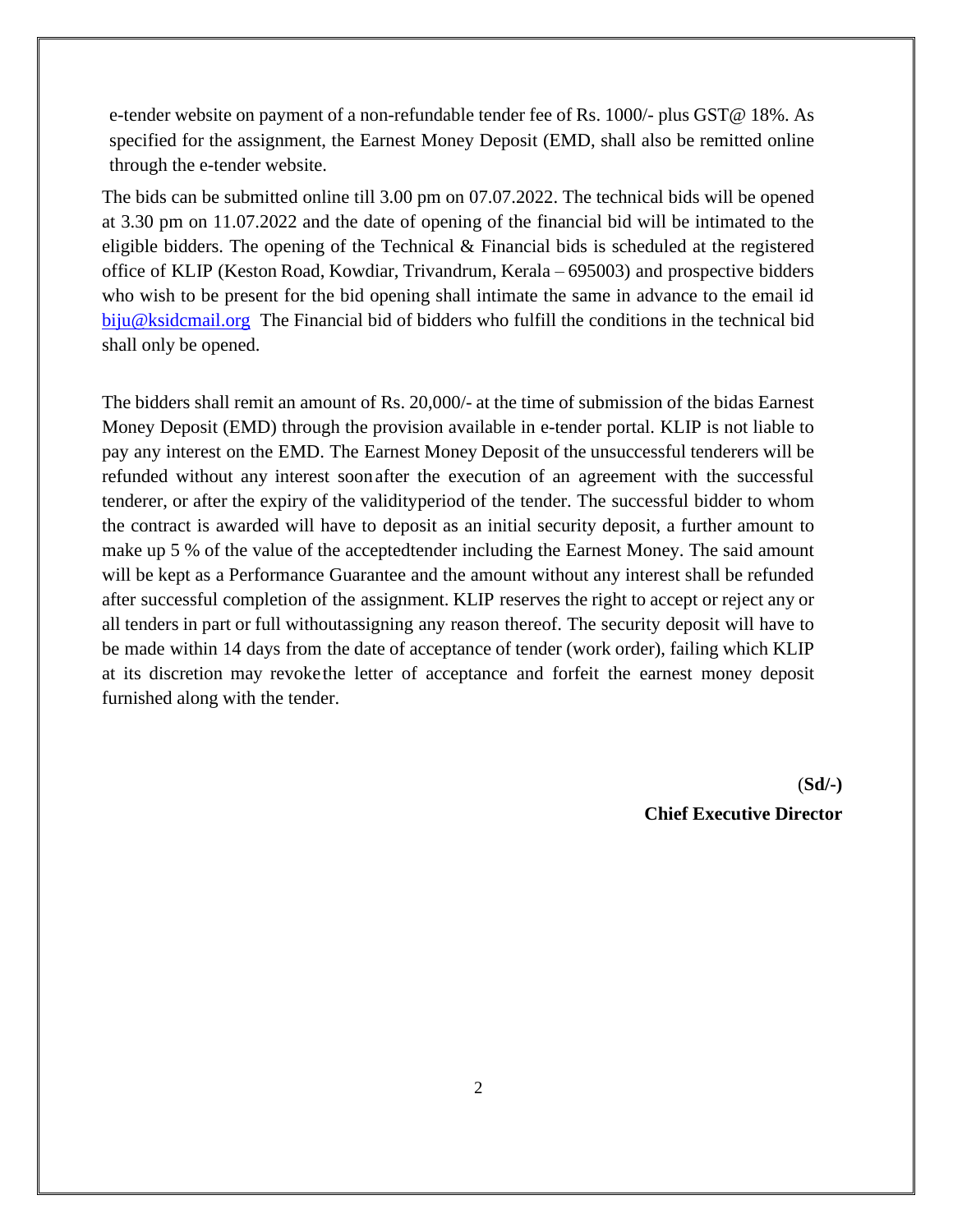e-tender website on payment of a non-refundable tender fee of Rs. 1000/- plus GST@ 18%. As specified for the assignment, the Earnest Money Deposit (EMD, shall also be remitted online through the e-tender website.

The bids can be submitted online till 3.00 pm on 07.07.2022. The technical bids will be opened at 3.30 pm on 11.07.2022 and the date of opening of the financial bid will be intimated to the eligible bidders. The opening of the Technical & Financial bids is scheduled at the registered office of KLIP (Keston Road, Kowdiar, Trivandrum, Kerala – 695003) and prospective bidders who wish to be present for the bid opening shall intimate the same in advance to the email id biju@ksidcmail.org The Financial bid of bidders who fulfill the conditions in the technical bid shall only be opened.

The bidders shall remit an amount of Rs. 20,000/- at the time of submission of the bidas Earnest Money Deposit (EMD) through the provision available in e-tender portal. KLIP is not liable to pay any interest on the EMD. The Earnest Money Deposit of the unsuccessful tenderers will be refunded without any interest soonafter the execution of an agreement with the successful tenderer, or after the expiry of the validityperiod of the tender. The successful bidder to whom the contract is awarded will have to deposit as an initial security deposit, a further amount to make up 5 % of the value of the acceptedtender including the Earnest Money. The said amount will be kept as a Performance Guarantee and the amount without any interest shall be refunded after successful completion of the assignment. KLIP reserves the right to accept or reject any or all tenders in part or full withoutassigning any reason thereof. The security deposit will have to be made within 14 days from the date of acceptance of tender (work order), failing which KLIP at its discretion may revokethe letter of acceptance and forfeit the earnest money deposit furnished along with the tender.

**(Sd/-)**

**Chief Executive Director**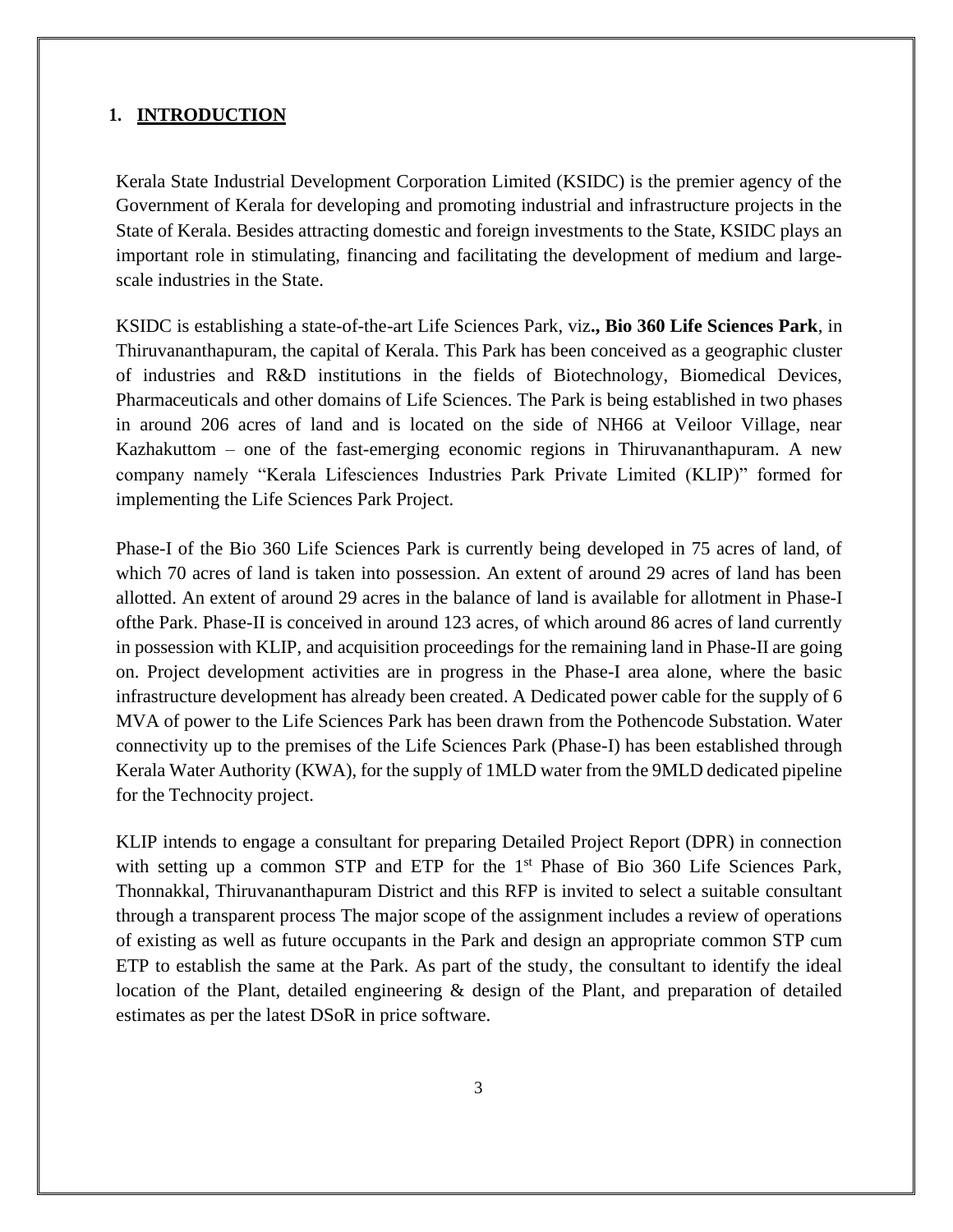## 1. INTRODUCTION

Kerala State Industrial Development Corporation Limited (KSIDC) is the premier agency of the Government of Kerala for developing and promoting industrial and infrastructure projects in the State of Kerala. Besides attracting domestic and foreign investments to the State, KSIDC plays an important role in stimulating, financing and facilitating the development of medium and large-scale industries in the State.

KSIDC is establishing a state-of-the-art Life Sciences Park, viz**., Bio 360 Life Sciences Park**, in Thiruvananthapuram, the capital of Kerala. This Park has been conceived as a geographic cluster of industries and R&D institutions in the fields of Biotechnology, Biomedical Devices, Pharmaceuticals and other domains of Life Sciences. The Park is being established in two phases in around 206 acres of land and is located on the side of NH66 at Veiloor Village, near Kazhakuttom – one of the fast-emerging economic regions in Thiruvananthapuram. A new company namely "Kerala Lifesciences Industries Park Private Limited (KLIP)" formed for implementing the Life Sciences Park Project.

Phase-I of the Bio 360 Life Sciences Park is currently being developed in 75 acres of land, of which 70 acres of land is taken into possession. An extent of around 29 acres of land has been allotted. An extent of around 29 acres in the balance of land is available for allotment in Phase-I ofthe Park. Phase-II is conceived in around 123 acres, of which around 86 acres of land currently in possession with KLIP, and acquisition proceedings for the remaining land in Phase-II are going on. Project development activities are in progress in the Phase-I area alone, where the basic infrastructure development has already been created. A Dedicated power cable for the supply of 6 MVA of power to the Life Sciences Park has been drawn from the Pothencode Substation. Water connectivity up to the premises of the Life Sciences Park (Phase-I) has been established through Kerala Water Authority (KWA), for the supply of 1MLD water from the 9MLD dedicated pipeline for the Technocity project.

KLIP intends to engage a consultant for preparing Detailed Project Report (DPR) in connection with setting up a common STP and ETP for the 1st Phase of Bio 360 Life Sciences Park, Thonnakkal, Thiruvananthapuram District and this RFP is invited to select a suitable consultant through a transparent process The major scope of the assignment includes a review of operations of existing as well as future occupants in the Park and design an appropriate common STP cum ETP to establish the same at the Park. As part of the study, the consultant to identify the ideal location of the Plant, detailed engineering & design of the Plant, and preparation of detailed estimates as per the latest DSoR in price software.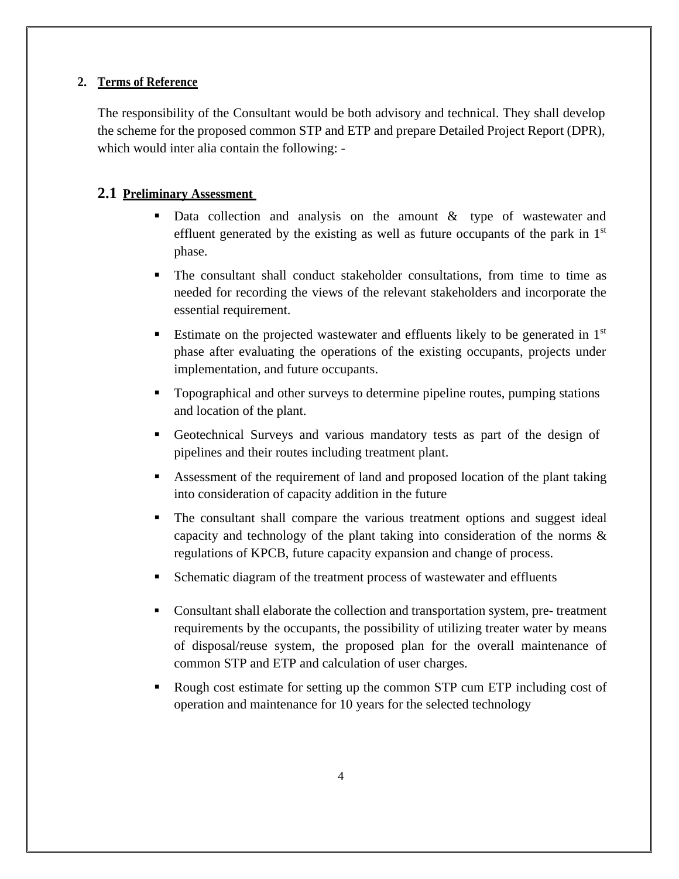## 2. Terms of Reference

The responsibility of the Consultant would be both advisory and technical. They shall develop the scheme for the proposed common STP and ETP and prepare Detailed Project Report (DPR), which would inter alia contain the following: -

### 2.1 Preliminary Assessment

- Data collection and analysis on the amount & type of wastewater and effluent generated by the existing as well as future occupants of the park in 1st phase.
- The consultant shall conduct stakeholder consultations, from time to time as needed for recording the views of the relevant stakeholders and incorporate the essential requirement.
- Estimate on the projected wastewater and effluents likely to be generated in 1st phase after evaluating the operations of the existing occupants, projects under implementation, and future occupants.
- Topographical and other surveys to determine pipeline routes, pumping stations and location of the plant.
- Geotechnical Surveys and various mandatory tests as part of the design of pipelines and their routes including treatment plant.
- Assessment of the requirement of land and proposed location of the plant taking into consideration of capacity addition in the future
- The consultant shall compare the various treatment options and suggest ideal capacity and technology of the plant taking into consideration of the norms & regulations of KPCB, future capacity expansion and change of process.
- Schematic diagram of the treatment process of wastewater and effluents
- Consultant shall elaborate the collection and transportation system, pre- treatment requirements by the occupants, the possibility of utilizing treater water by means of disposal/reuse system, the proposed plan for the overall maintenance of common STP and ETP and calculation of user charges.
- Rough cost estimate for setting up the common STP cum ETP including cost of operation and maintenance for 10 years for the selected technology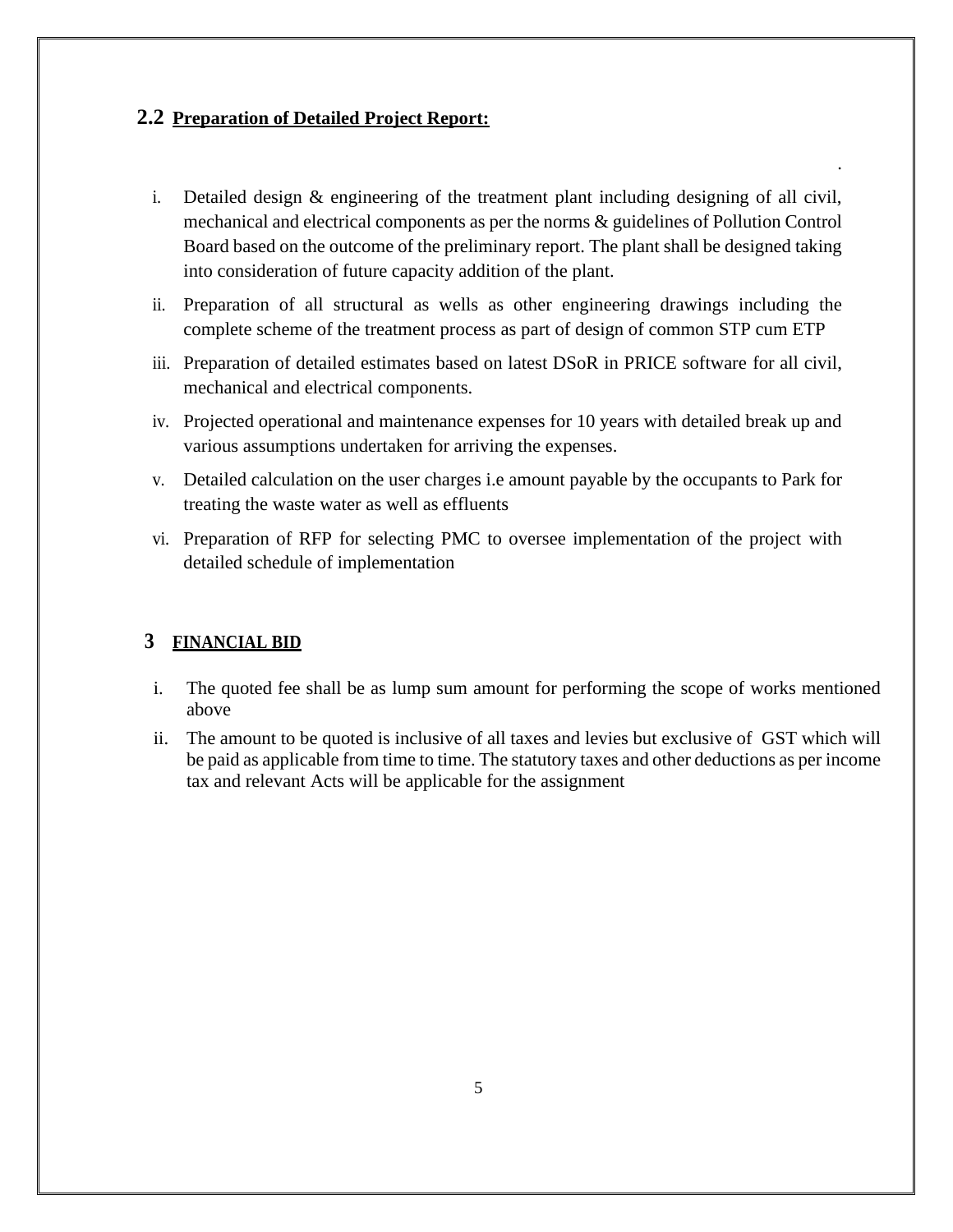## 2.2 Preparation of Detailed Project Report:

.

i. Detailed design & engineering of the treatment plant including designing of all civil, mechanical and electrical components as per the norms & guidelines of Pollution Control Board based on the outcome of the preliminary report. The plant shall be designed taking into consideration of future capacity addition of the plant.

ii. Preparation of all structural as wells as other engineering drawings including the complete scheme of the treatment process as part of design of common STP cum ETP

iii. Preparation of detailed estimates based on latest DSoR in PRICE software for all civil, mechanical and electrical components.

iv. Projected operational and maintenance expenses for 10 years with detailed break up and various assumptions undertaken for arriving the expenses.

v. Detailed calculation on the user charges i.e amount payable by the occupants to Park for treating the waste water as well as effluents

vi. Preparation of RFP for selecting PMC to oversee implementation of the project with detailed schedule of implementation

# 3 FINANCIAL BID

i. The quoted fee shall be as lump sum amount for performing the scope of works mentioned above

ii. The amount to be quoted is inclusive of all taxes and levies but exclusive of GST which will be paid as applicable from time to time. The statutory taxes and other deductions as per income tax and relevant Acts will be applicable for the assignment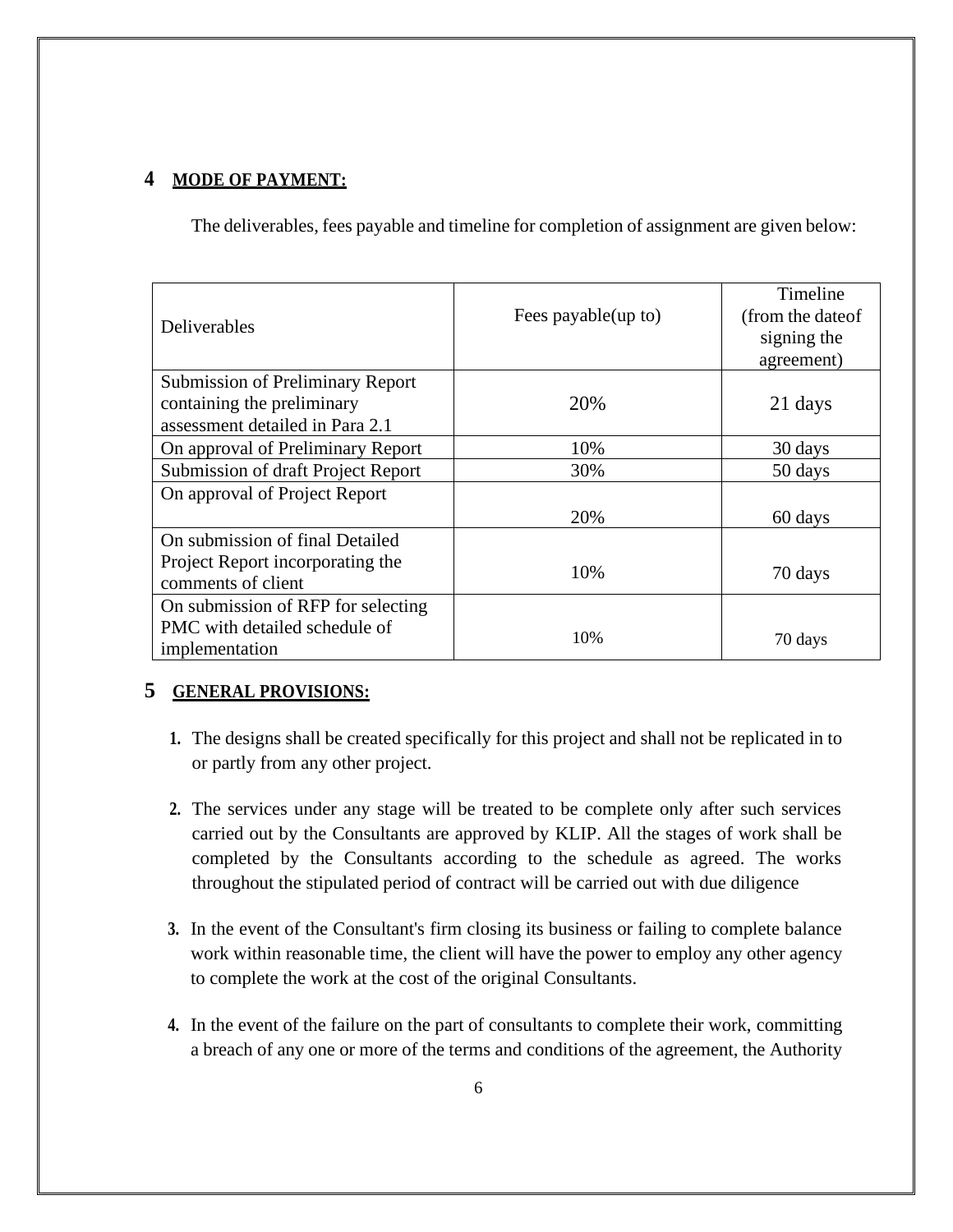## 4 MODE OF PAYMENT:

The deliverables, fees payable and timeline for completion of assignment are given below:

| Deliverables | Fees payable(up to) | Timeline (from the dateof signing the agreement) |
|---|---|---|
| Submission of Preliminary Report containing the preliminary assessment detailed in Para 2.1 | 20% | 21 days |
| On approval of Preliminary Report | 10% | 30 days |
| Submission of draft Project Report | 30% | 50 days |
| On approval of Project Report | 20% | 60 days |
| On submission of final Detailed Project Report incorporating the comments of client | 10% | 70 days |
| On submission of RFP for selecting PMC with detailed schedule of implementation | 10% | 70 days |

## 5 GENERAL PROVISIONS:

1. The designs shall be created specifically for this project and shall not be replicated in to or partly from any other project.

2. The services under any stage will be treated to be complete only after such services carried out by the Consultants are approved by KLIP. All the stages of work shall be completed by the Consultants according to the schedule as agreed. The works throughout the stipulated period of contract will be carried out with due diligence

3. In the event of the Consultant's firm closing its business or failing to complete balance work within reasonable time, the client will have the power to employ any other agency to complete the work at the cost of the original Consultants.

4. In the event of the failure on the part of consultants to complete their work, committing a breach of any one or more of the terms and conditions of the agreement, the Authority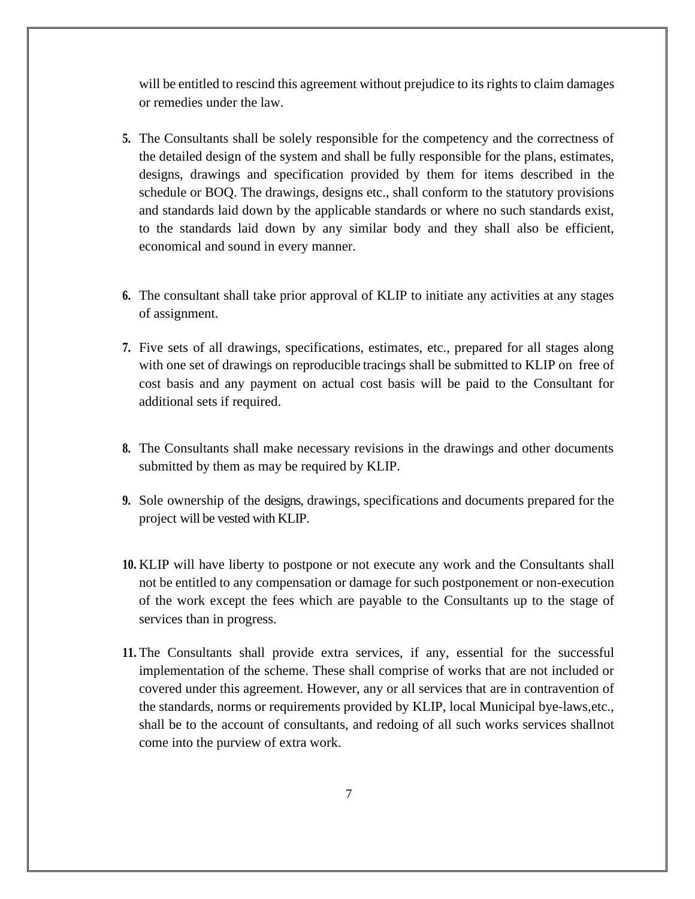will be entitled to rescind this agreement without prejudice to its rights to claim damages or remedies under the law.

5. The Consultants shall be solely responsible for the competency and the correctness of the detailed design of the system and shall be fully responsible for the plans, estimates, designs, drawings and specification provided by them for items described in the schedule or BOQ. The drawings, designs etc., shall conform to the statutory provisions and standards laid down by the applicable standards or where no such standards exist, to the standards laid down by any similar body and they shall also be efficient, economical and sound in every manner.

6. The consultant shall take prior approval of KLIP to initiate any activities at any stages of assignment.

7. Five sets of all drawings, specifications, estimates, etc., prepared for all stages along with one set of drawings on reproducible tracings shall be submitted to KLIP on free of cost basis and any payment on actual cost basis will be paid to the Consultant for additional sets if required.

8. The Consultants shall make necessary revisions in the drawings and other documents submitted by them as may be required by KLIP.

9. Sole ownership of the designs, drawings, specifications and documents prepared for the project will be vested with KLIP.

10. KLIP will have liberty to postpone or not execute any work and the Consultants shall not be entitled to any compensation or damage for such postponement or non-execution of the work except the fees which are payable to the Consultants up to the stage of services than in progress.

11. The Consultants shall provide extra services, if any, essential for the successful implementation of the scheme. These shall comprise of works that are not included or covered under this agreement. However, any or all services that are in contravention of the standards, norms or requirements provided by KLIP, local Municipal bye-laws,etc., shall be to the account of consultants, and redoing of all such works services shallnot come into the purview of extra work.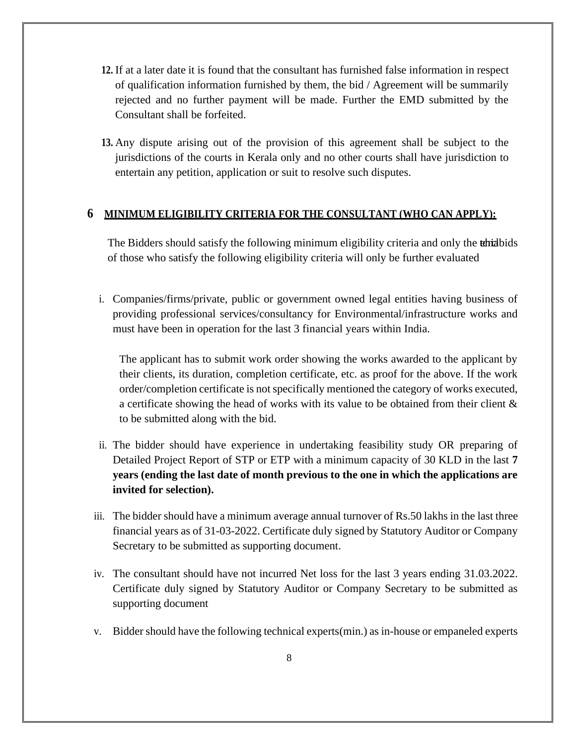12. If at a later date it is found that the consultant has furnished false information in respect of qualification information furnished by them, the bid / Agreement will be summarily rejected and no further payment will be made. Further the EMD submitted by the Consultant shall be forfeited.

13. Any dispute arising out of the provision of this agreement shall be subject to the jurisdictions of the courts in Kerala only and no other courts shall have jurisdiction to entertain any petition, application or suit to resolve such disputes.

## 6 MINIMUM ELIGIBILITY CRITERIA FOR THE CONSULTANT (WHO CAN APPLY):

The Bidders should satisfy the following minimum eligibility criteria and only the technical bids of those who satisfy the following eligibility criteria will only be further evaluated

i. Companies/firms/private, public or government owned legal entities having business of providing professional services/consultancy for Environmental/infrastructure works and must have been in operation for the last 3 financial years within India.

   The applicant has to submit work order showing the works awarded to the applicant by their clients, its duration, completion certificate, etc. as proof for the above. If the work order/completion certificate is not specifically mentioned the category of works executed, a certificate showing the head of works with its value to be obtained from their client & to be submitted along with the bid.

ii. The bidder should have experience in undertaking feasibility study OR preparing of Detailed Project Report of STP or ETP with a minimum capacity of 30 KLD in the last **7 years (ending the last date of month previous to the one in which the applications are invited for selection).**

iii. The bidder should have a minimum average annual turnover of Rs.50 lakhs in the last three financial years as of 31-03-2022. Certificate duly signed by Statutory Auditor or Company Secretary to be submitted as supporting document.

iv. The consultant should have not incurred Net loss for the last 3 years ending 31.03.2022. Certificate duly signed by Statutory Auditor or Company Secretary to be submitted as supporting document

v. Bidder should have the following technical experts(min.) as in-house or empaneled experts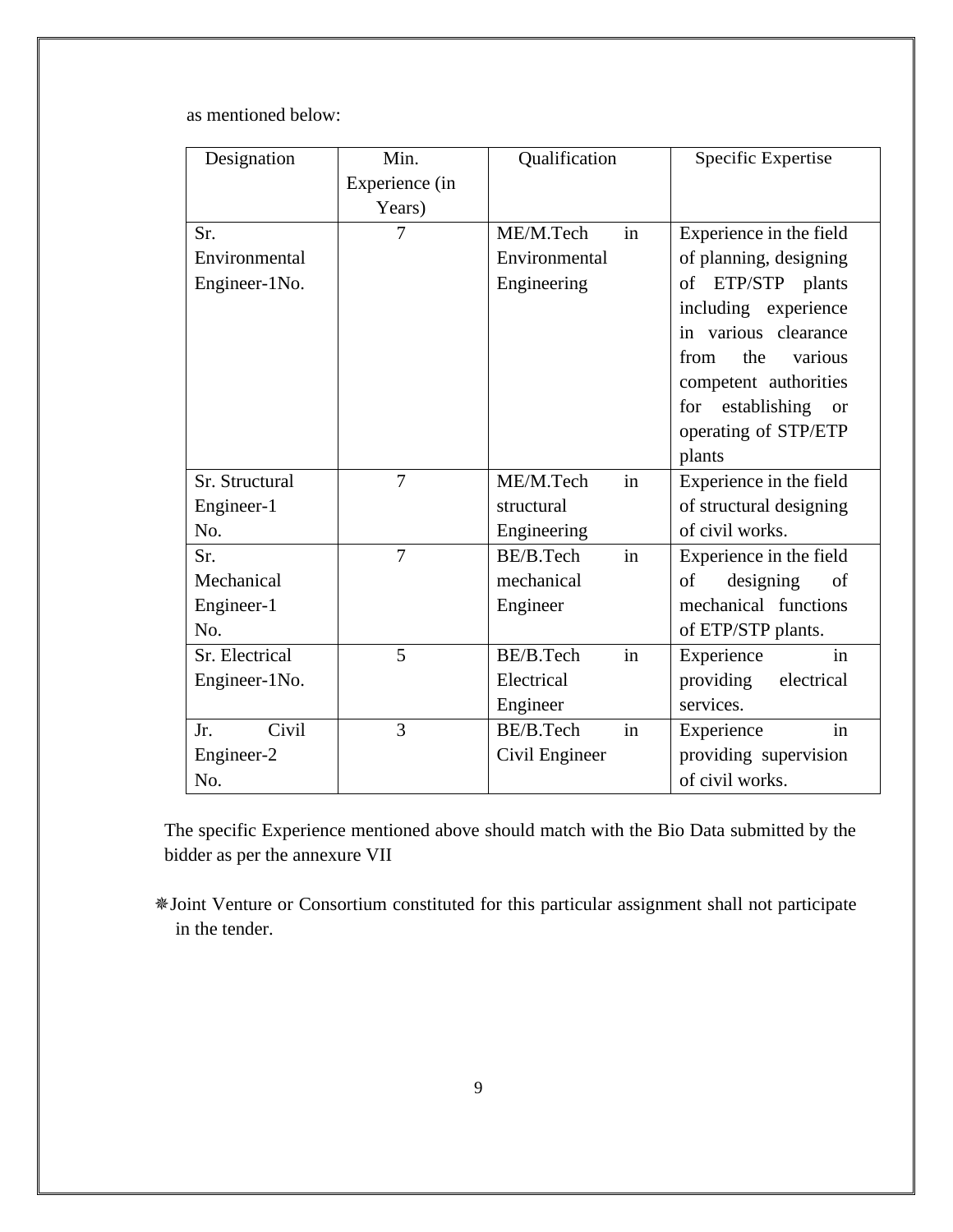as mentioned below:

| Designation | Min. Experience (in Years) | Qualification | Specific Expertise |
|---|---|---|---|
| Sr. Environmental Engineer-1No. | 7 | ME/M.Tech in Environmental Engineering | Experience in the field of planning, designing of ETP/STP plants including experience in various clearance from the various competent authorities for establishing or operating of STP/ETP plants |
| Sr. Structural Engineer-1 No. | 7 | ME/M.Tech in structural Engineering | Experience in the field of structural designing of civil works. |
| Sr. Mechanical Engineer-1 No. | 7 | BE/B.Tech in mechanical Engineer | Experience in the field of designing of mechanical functions of ETP/STP plants. |
| Sr. Electrical Engineer-1No. | 5 | BE/B.Tech in Electrical Engineer | Experience in providing electrical services. |
| Jr. Civil Engineer-2 No. | 3 | BE/B.Tech in Civil Engineer | Experience in providing supervision of civil works. |

The specific Experience mentioned above should match with the Bio Data submitted by the bidder as per the annexure VII

❋Joint Venture or Consortium constituted for this particular assignment shall not participate in the tender.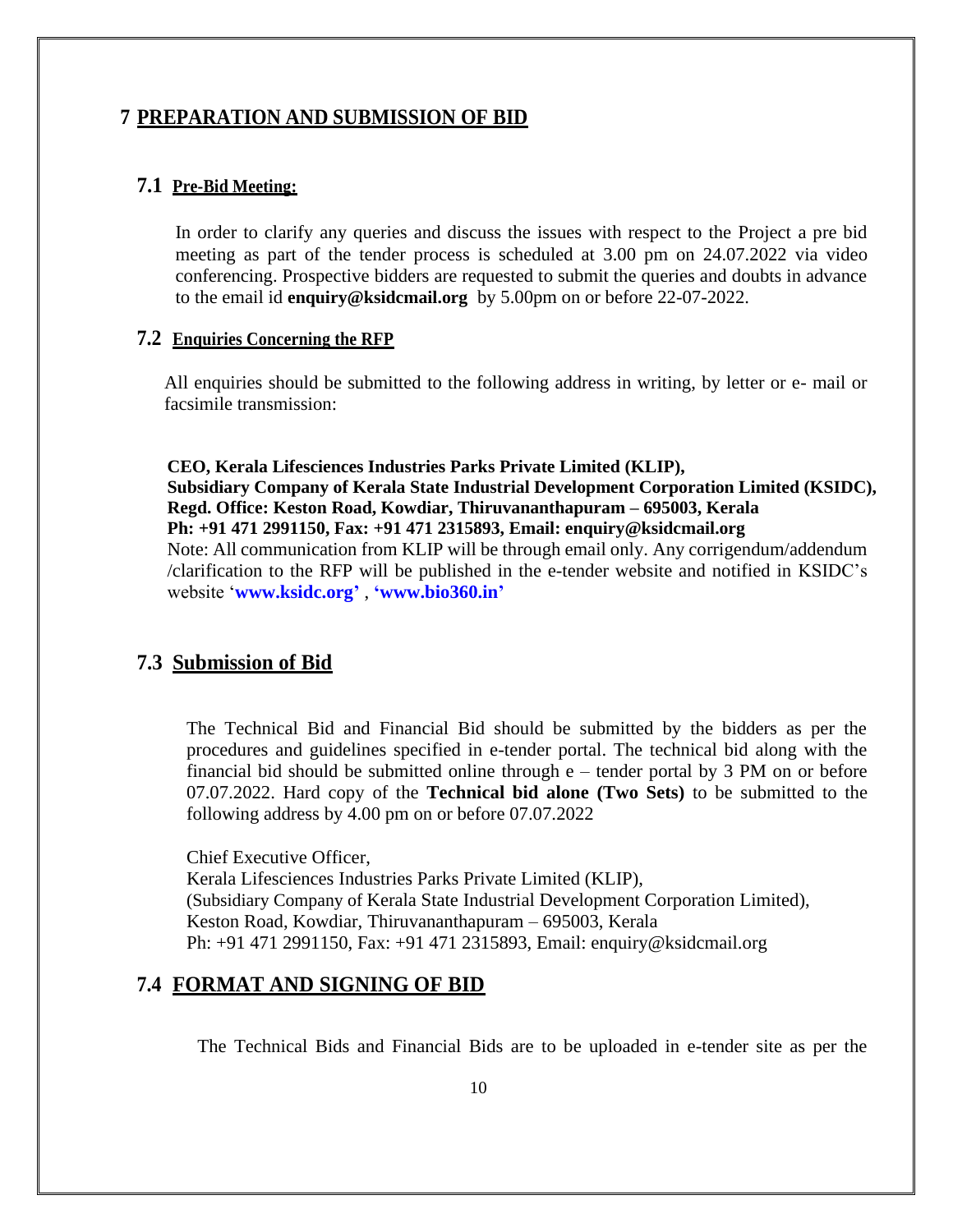# 7 PREPARATION AND SUBMISSION OF BID

## 7.1 Pre-Bid Meeting:

In order to clarify any queries and discuss the issues with respect to the Project a pre bid meeting as part of the tender process is scheduled at 3.00 pm on 24.07.2022 via video conferencing. Prospective bidders are requested to submit the queries and doubts in advance to the email id **enquiry@ksidcmail.org** by 5.00pm on or before 22-07-2022.

## 7.2 Enquiries Concerning the RFP

All enquiries should be submitted to the following address in writing, by letter or e- mail or facsimile transmission:

**CEO, Kerala Lifesciences Industries Parks Private Limited (KLIP),**
**Subsidiary Company of Kerala State Industrial Development Corporation Limited (KSIDC),**
**Regd. Office: Keston Road, Kowdiar, Thiruvananthapuram – 695003, Kerala**
**Ph: +91 471 2991150, Fax: +91 471 2315893, Email: enquiry@ksidcmail.org**
Note: All communication from KLIP will be through email only. Any corrigendum/addendum /clarification to the RFP will be published in the e-tender website and notified in KSIDC's website '**www.ksidc.org'** , **'www.bio360.in'**

## 7.3 Submission of Bid

The Technical Bid and Financial Bid should be submitted by the bidders as per the procedures and guidelines specified in e-tender portal. The technical bid along with the financial bid should be submitted online through e – tender portal by 3 PM on or before 07.07.2022. Hard copy of the **Technical bid alone (Two Sets)** to be submitted to the following address by 4.00 pm on or before 07.07.2022

Chief Executive Officer,
Kerala Lifesciences Industries Parks Private Limited (KLIP),
(Subsidiary Company of Kerala State Industrial Development Corporation Limited),
Keston Road, Kowdiar, Thiruvananthapuram – 695003, Kerala
Ph: +91 471 2991150, Fax: +91 471 2315893, Email: enquiry@ksidcmail.org

## 7.4 FORMAT AND SIGNING OF BID

The Technical Bids and Financial Bids are to be uploaded in e-tender site as per the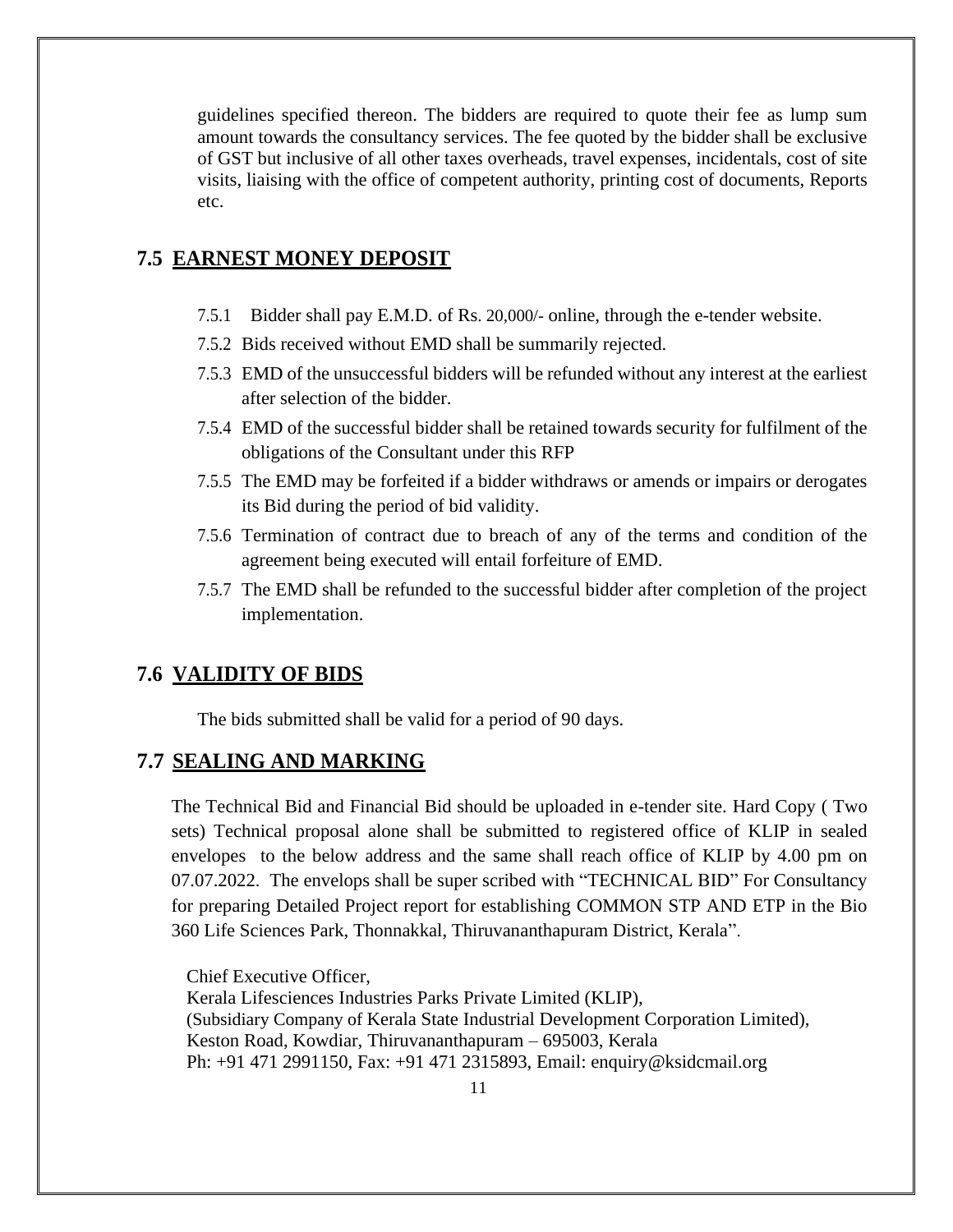guidelines specified thereon. The bidders are required to quote their fee as lump sum amount towards the consultancy services. The fee quoted by the bidder shall be exclusive of GST but inclusive of all other taxes overheads, travel expenses, incidentals, cost of site visits, liaising with the office of competent authority, printing cost of documents, Reports etc.

## 7.5 EARNEST MONEY DEPOSIT

7.5.1 Bidder shall pay E.M.D. of Rs. 20,000/- online, through the e-tender website.

7.5.2 Bids received without EMD shall be summarily rejected.

7.5.3 EMD of the unsuccessful bidders will be refunded without any interest at the earliest after selection of the bidder.

7.5.4 EMD of the successful bidder shall be retained towards security for fulfilment of the obligations of the Consultant under this RFP

7.5.5 The EMD may be forfeited if a bidder withdraws or amends or impairs or derogates its Bid during the period of bid validity.

7.5.6 Termination of contract due to breach of any of the terms and condition of the agreement being executed will entail forfeiture of EMD.

7.5.7 The EMD shall be refunded to the successful bidder after completion of the project implementation.

## 7.6 VALIDITY OF BIDS

The bids submitted shall be valid for a period of 90 days.

## 7.7 SEALING AND MARKING

The Technical Bid and Financial Bid should be uploaded in e-tender site. Hard Copy ( Two sets) Technical proposal alone shall be submitted to registered office of KLIP in sealed envelopes to the below address and the same shall reach office of KLIP by 4.00 pm on 07.07.2022. The envelops shall be super scribed with "TECHNICAL BID" For Consultancy for preparing Detailed Project report for establishing COMMON STP AND ETP in the Bio 360 Life Sciences Park, Thonnakkal, Thiruvananthapuram District, Kerala".

Chief Executive Officer,
Kerala Lifesciences Industries Parks Private Limited (KLIP),
(Subsidiary Company of Kerala State Industrial Development Corporation Limited),
Keston Road, Kowdiar, Thiruvananthapuram – 695003, Kerala
Ph: +91 471 2991150, Fax: +91 471 2315893, Email: enquiry@ksidcmail.org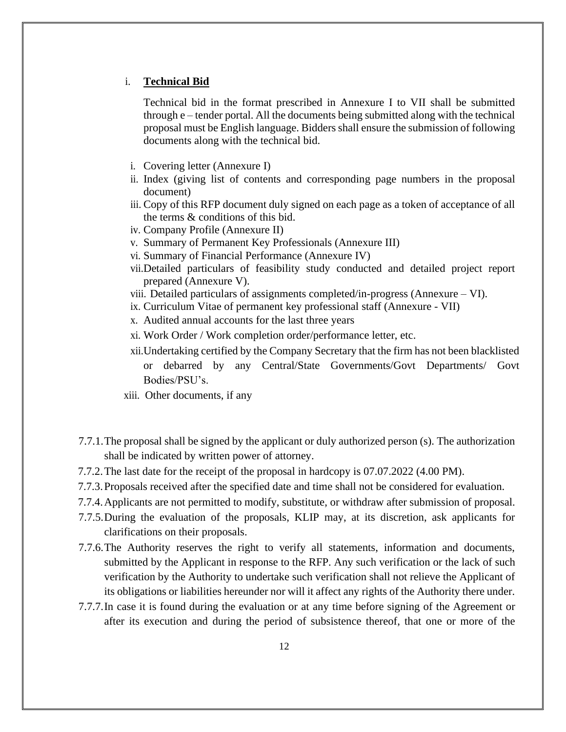i. **Technical Bid**

Technical bid in the format prescribed in Annexure I to VII shall be submitted through e – tender portal. All the documents being submitted along with the technical proposal must be English language. Bidders shall ensure the submission of following documents along with the technical bid.

i. Covering letter (Annexure I)
ii. Index (giving list of contents and corresponding page numbers in the proposal document)
iii. Copy of this RFP document duly signed on each page as a token of acceptance of all the terms & conditions of this bid.
iv. Company Profile (Annexure II)
v. Summary of Permanent Key Professionals (Annexure III)
vi. Summary of Financial Performance (Annexure IV)
vii. Detailed particulars of feasibility study conducted and detailed project report prepared (Annexure V).
viii. Detailed particulars of assignments completed/in-progress (Annexure – VI).
ix. Curriculum Vitae of permanent key professional staff (Annexure - VII)
x. Audited annual accounts for the last three years
xi. Work Order / Work completion order/performance letter, etc.
xii. Undertaking certified by the Company Secretary that the firm has not been blacklisted or debarred by any Central/State Governments/Govt Departments/ Govt Bodies/PSU's.
xiii. Other documents, if any

7.7.1. The proposal shall be signed by the applicant or duly authorized person (s). The authorization shall be indicated by written power of attorney.

7.7.2. The last date for the receipt of the proposal in hardcopy is 07.07.2022 (4.00 PM).

7.7.3. Proposals received after the specified date and time shall not be considered for evaluation.

7.7.4. Applicants are not permitted to modify, substitute, or withdraw after submission of proposal.

7.7.5. During the evaluation of the proposals, KLIP may, at its discretion, ask applicants for clarifications on their proposals.

7.7.6. The Authority reserves the right to verify all statements, information and documents, submitted by the Applicant in response to the RFP. Any such verification or the lack of such verification by the Authority to undertake such verification shall not relieve the Applicant of its obligations or liabilities hereunder nor will it affect any rights of the Authority there under.

7.7.7. In case it is found during the evaluation or at any time before signing of the Agreement or after its execution and during the period of subsistence thereof, that one or more of the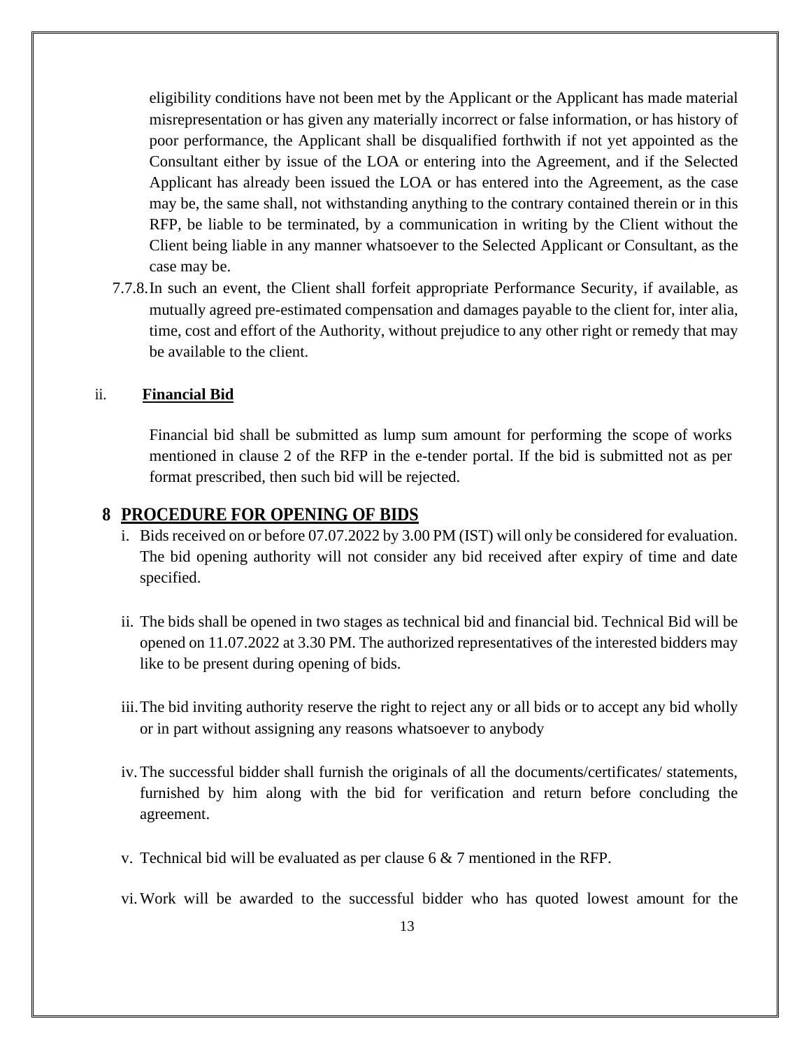eligibility conditions have not been met by the Applicant or the Applicant has made material misrepresentation or has given any materially incorrect or false information, or has history of poor performance, the Applicant shall be disqualified forthwith if not yet appointed as the Consultant either by issue of the LOA or entering into the Agreement, and if the Selected Applicant has already been issued the LOA or has entered into the Agreement, as the case may be, the same shall, not withstanding anything to the contrary contained therein or in this RFP, be liable to be terminated, by a communication in writing by the Client without the Client being liable in any manner whatsoever to the Selected Applicant or Consultant, as the case may be.

7.7.8. In such an event, the Client shall forfeit appropriate Performance Security, if available, as mutually agreed pre-estimated compensation and damages payable to the client for, inter alia, time, cost and effort of the Authority, without prejudice to any other right or remedy that may be available to the client.

ii. **Financial Bid**

Financial bid shall be submitted as lump sum amount for performing the scope of works mentioned in clause 2 of the RFP in the e-tender portal. If the bid is submitted not as per format prescribed, then such bid will be rejected.

## 8 PROCEDURE FOR OPENING OF BIDS

i. Bids received on or before 07.07.2022 by 3.00 PM (IST) will only be considered for evaluation. The bid opening authority will not consider any bid received after expiry of time and date specified.

ii. The bids shall be opened in two stages as technical bid and financial bid. Technical Bid will be opened on 11.07.2022 at 3.30 PM. The authorized representatives of the interested bidders may like to be present during opening of bids.

iii. The bid inviting authority reserve the right to reject any or all bids or to accept any bid wholly or in part without assigning any reasons whatsoever to anybody

iv. The successful bidder shall furnish the originals of all the documents/certificates/ statements, furnished by him along with the bid for verification and return before concluding the agreement.

v. Technical bid will be evaluated as per clause 6 & 7 mentioned in the RFP.

vi. Work will be awarded to the successful bidder who has quoted lowest amount for the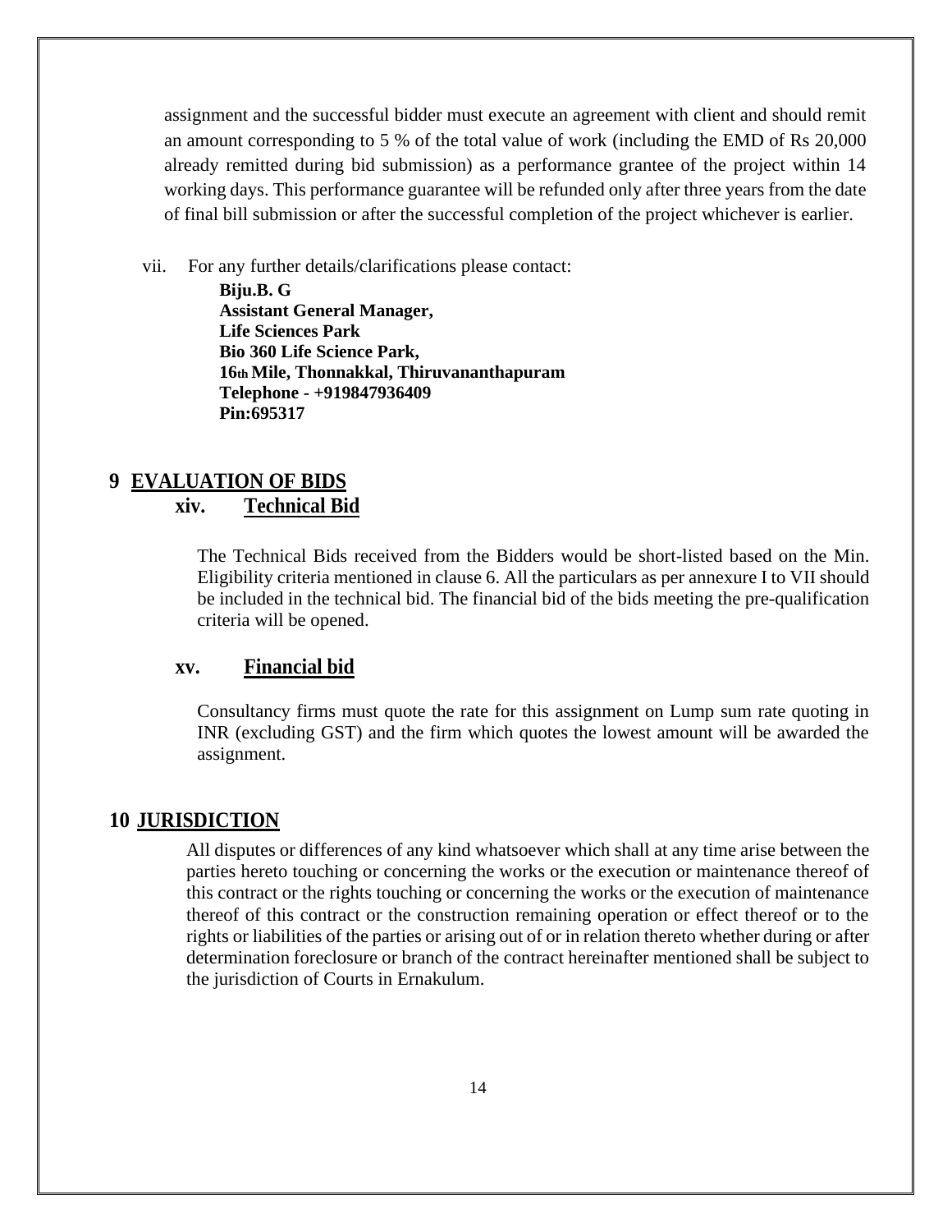assignment and the successful bidder must execute an agreement with client and should remit an amount corresponding to 5 % of the total value of work (including the EMD of Rs 20,000 already remitted during bid submission) as a performance grantee of the project within 14 working days. This performance guarantee will be refunded only after three years from the date of final bill submission or after the successful completion of the project whichever is earlier.

vii. For any further details/clarifications please contact:

**Biju.B. G**
**Assistant General Manager,**
**Life Sciences Park**
**Bio 360 Life Science Park,**
**16th Mile, Thonnakkal, Thiruvananthapuram**
**Telephone - +919847936409**
**Pin:695317**

## 9 EVALUATION OF BIDS

### xiv. Technical Bid

The Technical Bids received from the Bidders would be short-listed based on the Min. Eligibility criteria mentioned in clause 6. All the particulars as per annexure I to VII should be included in the technical bid. The financial bid of the bids meeting the pre-qualification criteria will be opened.

### xv. Financial bid

Consultancy firms must quote the rate for this assignment on Lump sum rate quoting in INR (excluding GST) and the firm which quotes the lowest amount will be awarded the assignment.

## 10 JURISDICTION

All disputes or differences of any kind whatsoever which shall at any time arise between the parties hereto touching or concerning the works or the execution or maintenance thereof of this contract or the rights touching or concerning the works or the execution of maintenance thereof of this contract or the construction remaining operation or effect thereof or to the rights or liabilities of the parties or arising out of or in relation thereto whether during or after determination foreclosure or branch of the contract hereinafter mentioned shall be subject to the jurisdiction of Courts in Ernakulum.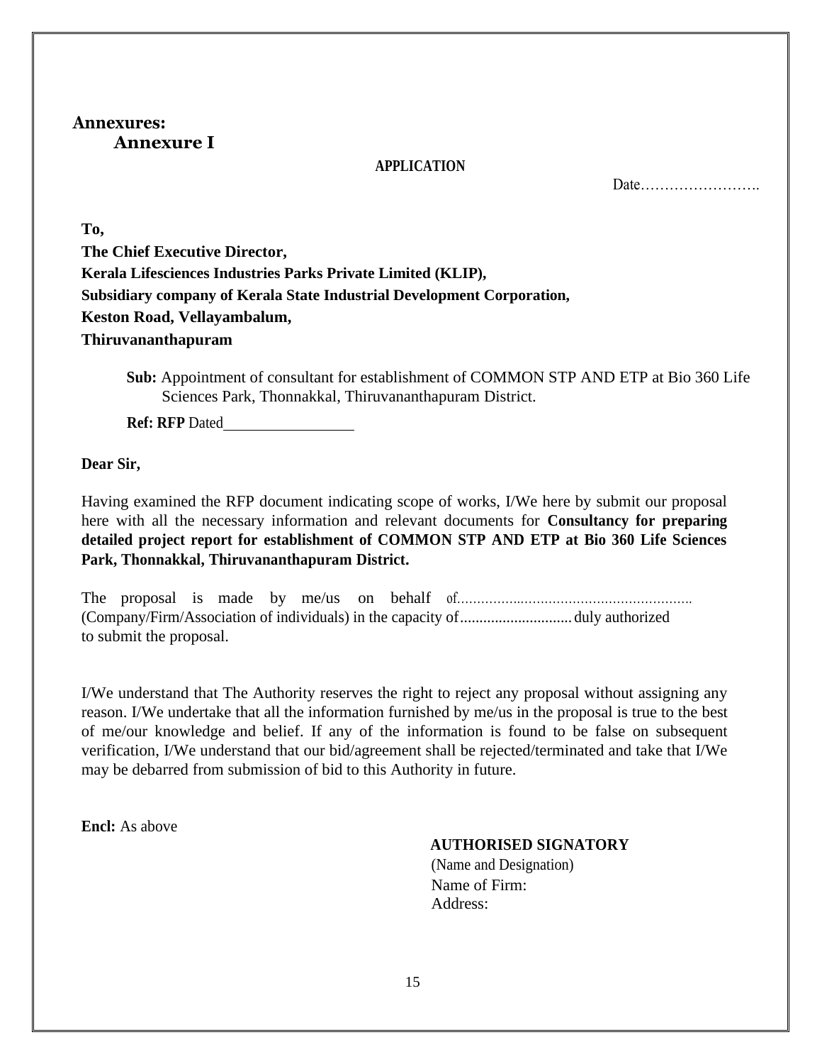## Annexures:

### Annexure I

**APPLICATION**

Date…………………….

**To,**
**The Chief Executive Director,**
**Kerala Lifesciences Industries Parks Private Limited (KLIP),**
**Subsidiary company of Kerala State Industrial Development Corporation,**
**Keston Road, Vellayambalum,**
**Thiruvananthapuram**

**Sub:** Appointment of consultant for establishment of COMMON STP AND ETP at Bio 360 Life Sciences Park, Thonnakkal, Thiruvananthapuram District.

**Ref: RFP** Dated_______________

**Dear Sir,**

Having examined the RFP document indicating scope of works, I/We here by submit our proposal here with all the necessary information and relevant documents for **Consultancy for preparing detailed project report for establishment of COMMON STP AND ETP at Bio 360 Life Sciences Park, Thonnakkal, Thiruvananthapuram District.**

The proposal is made by me/us on behalf of…………………………………………………. (Company/Firm/Association of individuals) in the capacity of............................ duly authorized to submit the proposal.

I/We understand that The Authority reserves the right to reject any proposal without assigning any reason. I/We undertake that all the information furnished by me/us in the proposal is true to the best of me/our knowledge and belief. If any of the information is found to be false on subsequent verification, I/We understand that our bid/agreement shall be rejected/terminated and take that I/We may be debarred from submission of bid to this Authority in future.

**Encl:** As above

**AUTHORISED SIGNATORY**
(Name and Designation)
Name of Firm:
Address: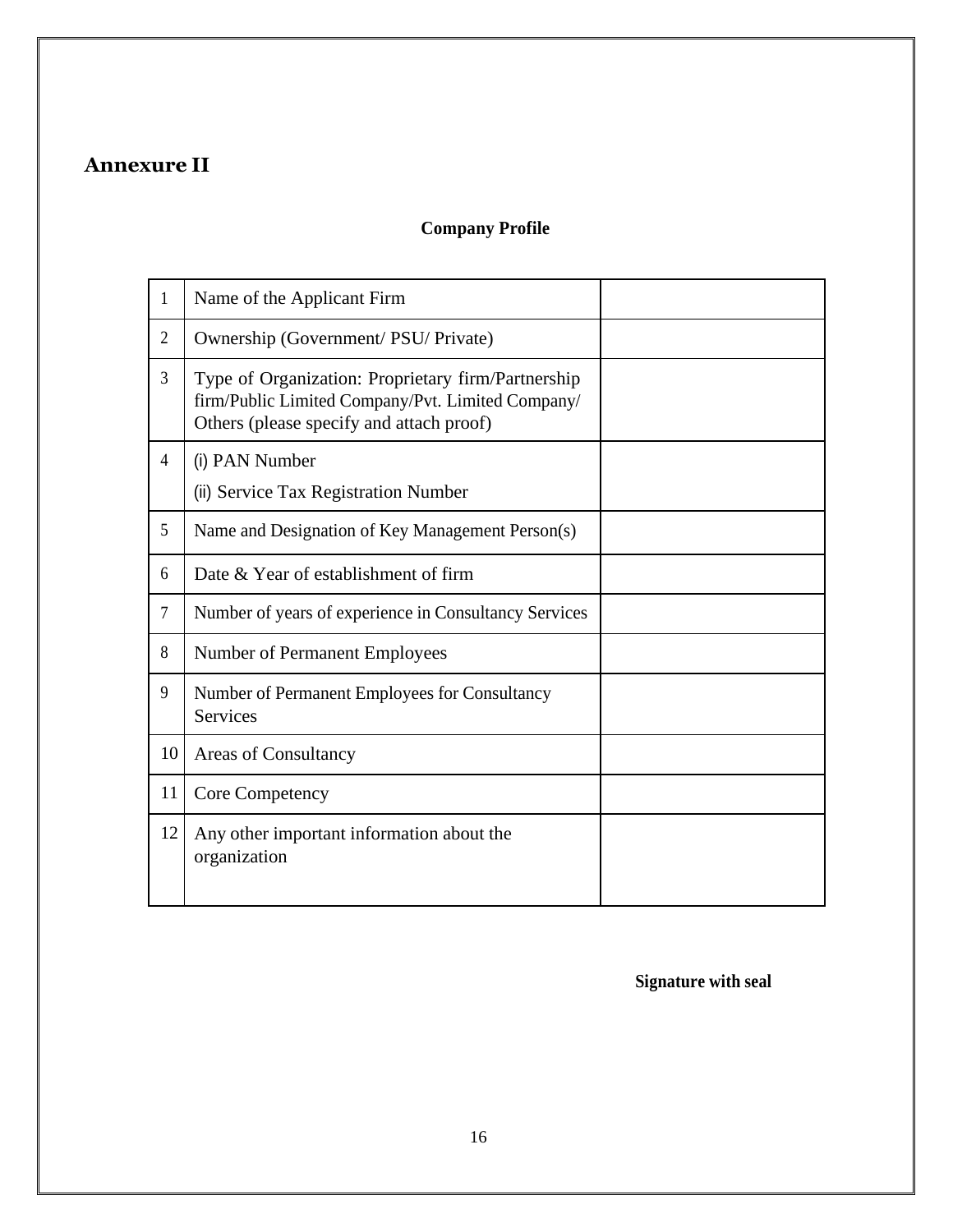## Annexure II

**Company Profile**

| | | |
|---|---|---|
| 1 | Name of the Applicant Firm | |
| 2 | Ownership (Government/ PSU/ Private) | |
| 3 | Type of Organization: Proprietary firm/Partnership firm/Public Limited Company/Pvt. Limited Company/ Others (please specify and attach proof) | |
| 4 | (i) PAN Number<br>(ii) Service Tax Registration Number | |
| 5 | Name and Designation of Key Management Person(s) | |
| 6 | Date & Year of establishment of firm | |
| 7 | Number of years of experience in Consultancy Services | |
| 8 | Number of Permanent Employees | |
| 9 | Number of Permanent Employees for Consultancy Services | |
| 10 | Areas of Consultancy | |
| 11 | Core Competency | |
| 12 | Any other important information about the organization | |

**Signature with seal**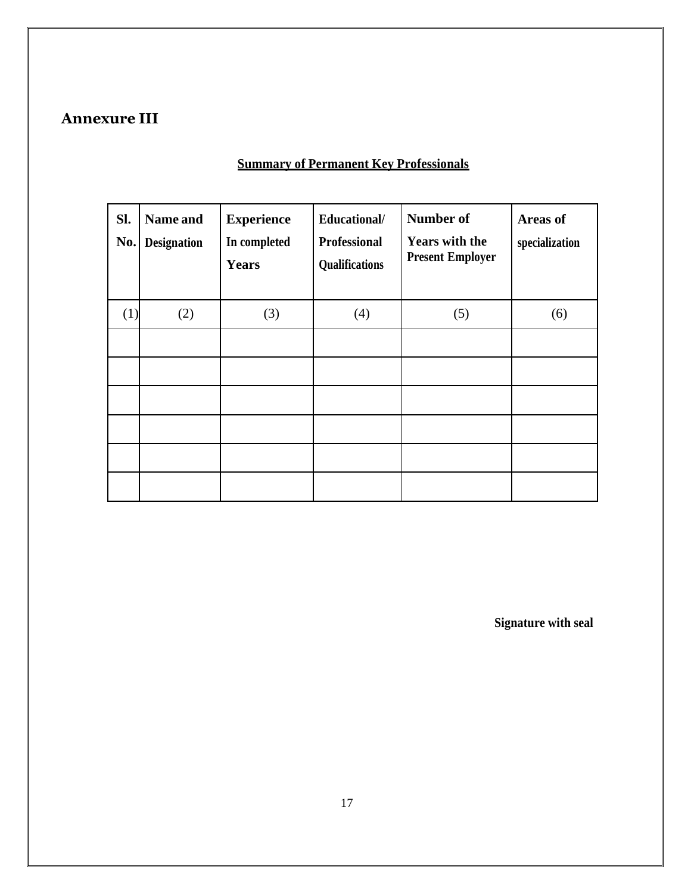## Annexure III

**Summary of Permanent Key Professionals**

| Sl. No. | Name and Designation | Experience In completed Years | Educational/ Professional Qualifications | Number of Years with the Present Employer | Areas of specialization |
|---|---|---|---|---|---|
| (1) | (2) | (3) | (4) | (5) | (6) |
| | | | | | |
| | | | | | |
| | | | | | |
| | | | | | |
| | | | | | |
| | | | | | |

**Signature with seal**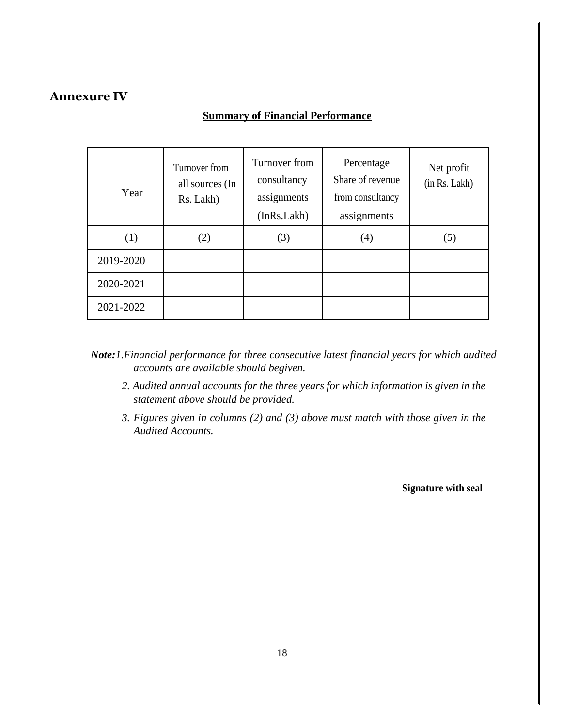## Annexure IV

**Summary of Financial Performance**

| Year | Turnover from all sources (In Rs. Lakh) | Turnover from consultancy assignments (InRs.Lakh) | Percentage Share of revenue from consultancy assignments | Net profit (in Rs. Lakh) |
|---|---|---|---|---|
| (1) | (2) | (3) | (4) | (5) |
| 2019-2020 | | | | |
| 2020-2021 | | | | |
| 2021-2022 | | | | |

***Note:****1.Financial performance for three consecutive latest financial years for which audited accounts are available should begiven.*

*2. Audited annual accounts for the three years for which information is given in the statement above should be provided.*

*3. Figures given in columns (2) and (3) above must match with those given in the Audited Accounts.*

**Signature with seal**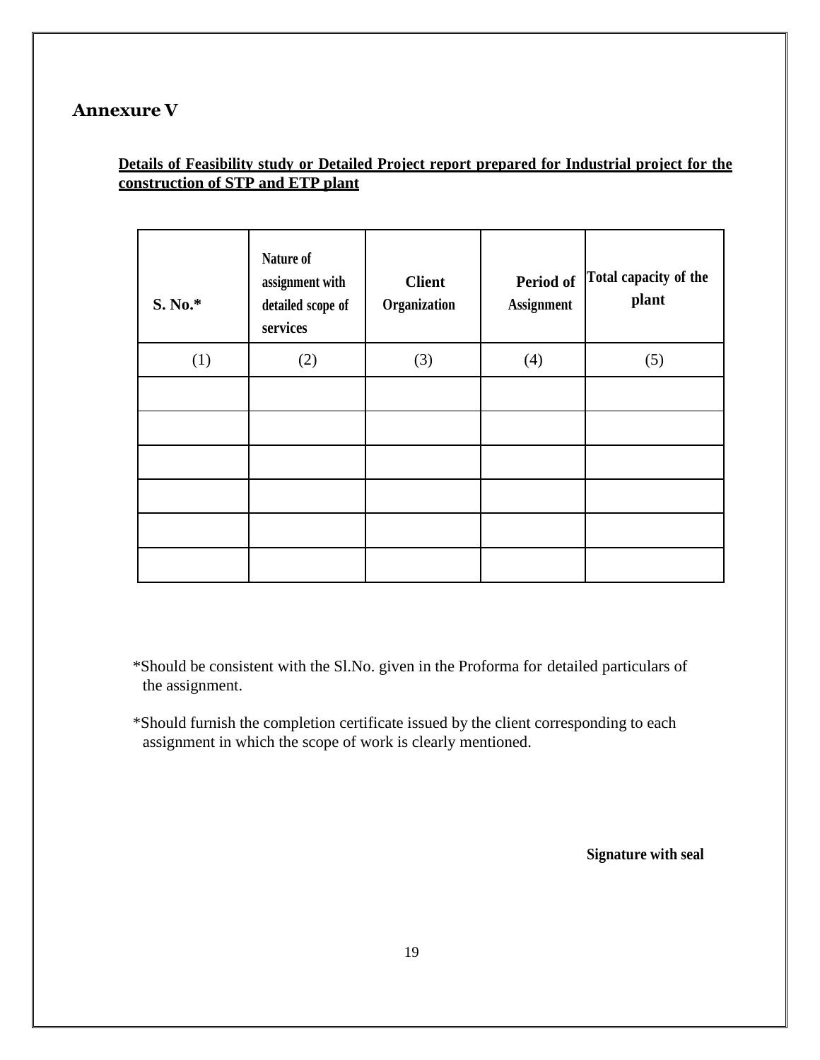## Annexure V

**Details of Feasibility study or Detailed Project report prepared for Industrial project for the construction of STP and ETP plant**

| S. No.* | Nature of assignment with detailed scope of services | Client Organization | Period of Assignment | Total capacity of the plant |
|---|---|---|---|---|
| (1) | (2) | (3) | (4) | (5) |
| | | | | |
| | | | | |
| | | | | |
| | | | | |
| | | | | |
| | | | | |

*Should be consistent with the Sl.No. given in the Proforma for detailed particulars of the assignment.

*Should furnish the completion certificate issued by the client corresponding to each assignment in which the scope of work is clearly mentioned.

**Signature with seal**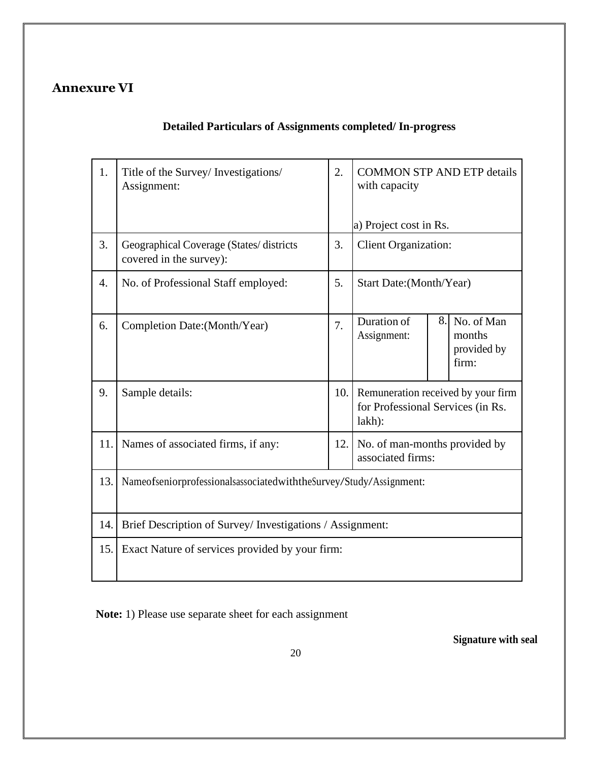## Annexure VI

**Detailed Particulars of Assignments completed/ In-progress**

| | | | | | |
|---|---|---|---|---|---|
| 1. | Title of the Survey/ Investigations/ Assignment: | 2. | COMMON STP AND ETP details with capacity<br><br>a) Project cost in Rs. | | |
| 3. | Geographical Coverage (States/ districts covered in the survey): | 3. | Client Organization: | | |
| 4. | No. of Professional Staff employed: | 5. | Start Date:(Month/Year) | | |
| 6. | Completion Date:(Month/Year) | 7. | Duration of Assignment: | 8. | No. of Man months provided by firm: |
| 9. | Sample details: | 10. | Remuneration received by your firm for Professional Services (in Rs. lakh): | | |
| 11. | Names of associated firms, if any: | 12. | No. of man-months provided by associated firms: | | |
| 13. | Name of senior professionals associated with the Survey/Study/Assignment: | | | | |
| 14. | Brief Description of Survey/ Investigations / Assignment: | | | | |
| 15. | Exact Nature of services provided by your firm: | | | | |

**Note:** 1) Please use separate sheet for each assignment

**Signature with seal**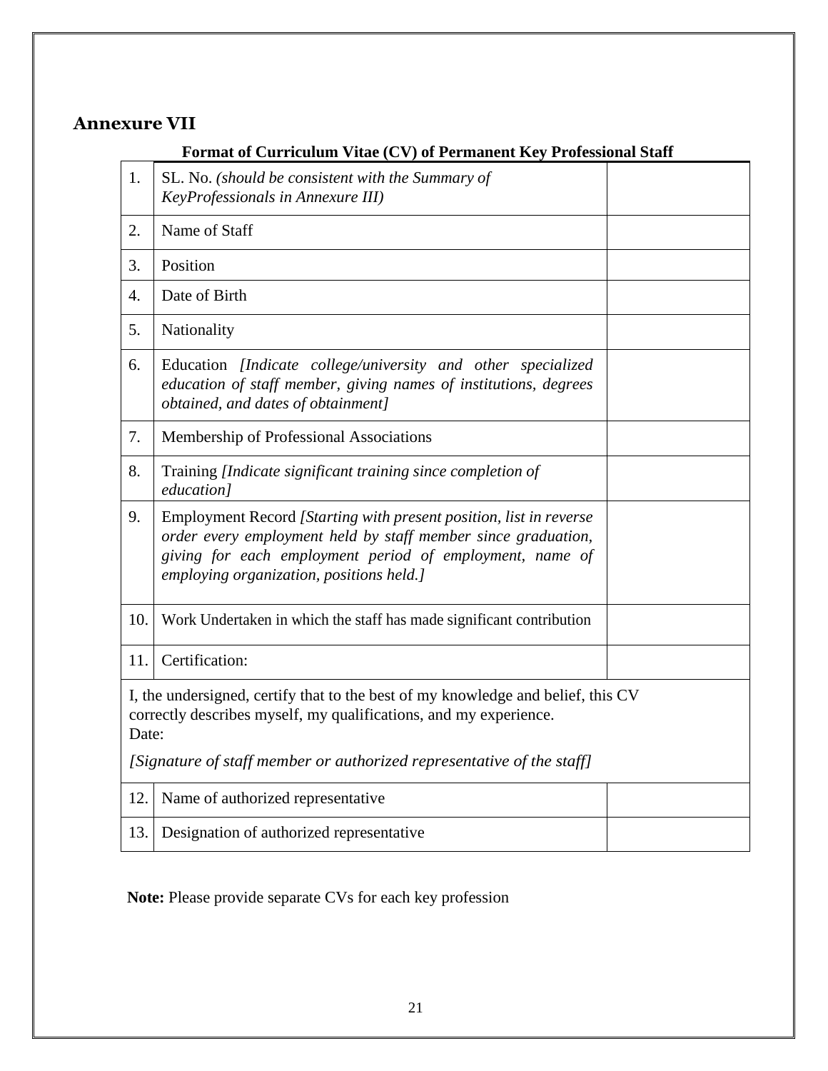## Annexure VII

**Format of Curriculum Vitae (CV) of Permanent Key Professional Staff**

| | | |
|---|---|---|
| 1. | SL. No. *(should be consistent with the Summary of KeyProfessionals in Annexure III)* | |
| 2. | Name of Staff | |
| 3. | Position | |
| 4. | Date of Birth | |
| 5. | Nationality | |
| 6. | Education *[Indicate college/university and other specialized education of staff member, giving names of institutions, degrees obtained, and dates of obtainment]* | |
| 7. | Membership of Professional Associations | |
| 8. | Training *[Indicate significant training since completion of education]* | |
| 9. | Employment Record *[Starting with present position, list in reverse order every employment held by staff member since graduation, giving for each employment period of employment, name of employing organization, positions held.]* | |
| 10. | Work Undertaken in which the staff has made significant contribution | |
| 11. | Certification: | |
| I, the undersigned, certify that to the best of my knowledge and belief, this CV correctly describes myself, my qualifications, and my experience.<br>Date:<br>*[Signature of staff member or authorized representative of the staff]* | | |
| 12. | Name of authorized representative | |
| 13. | Designation of authorized representative | |

**Note:** Please provide separate CVs for each key profession